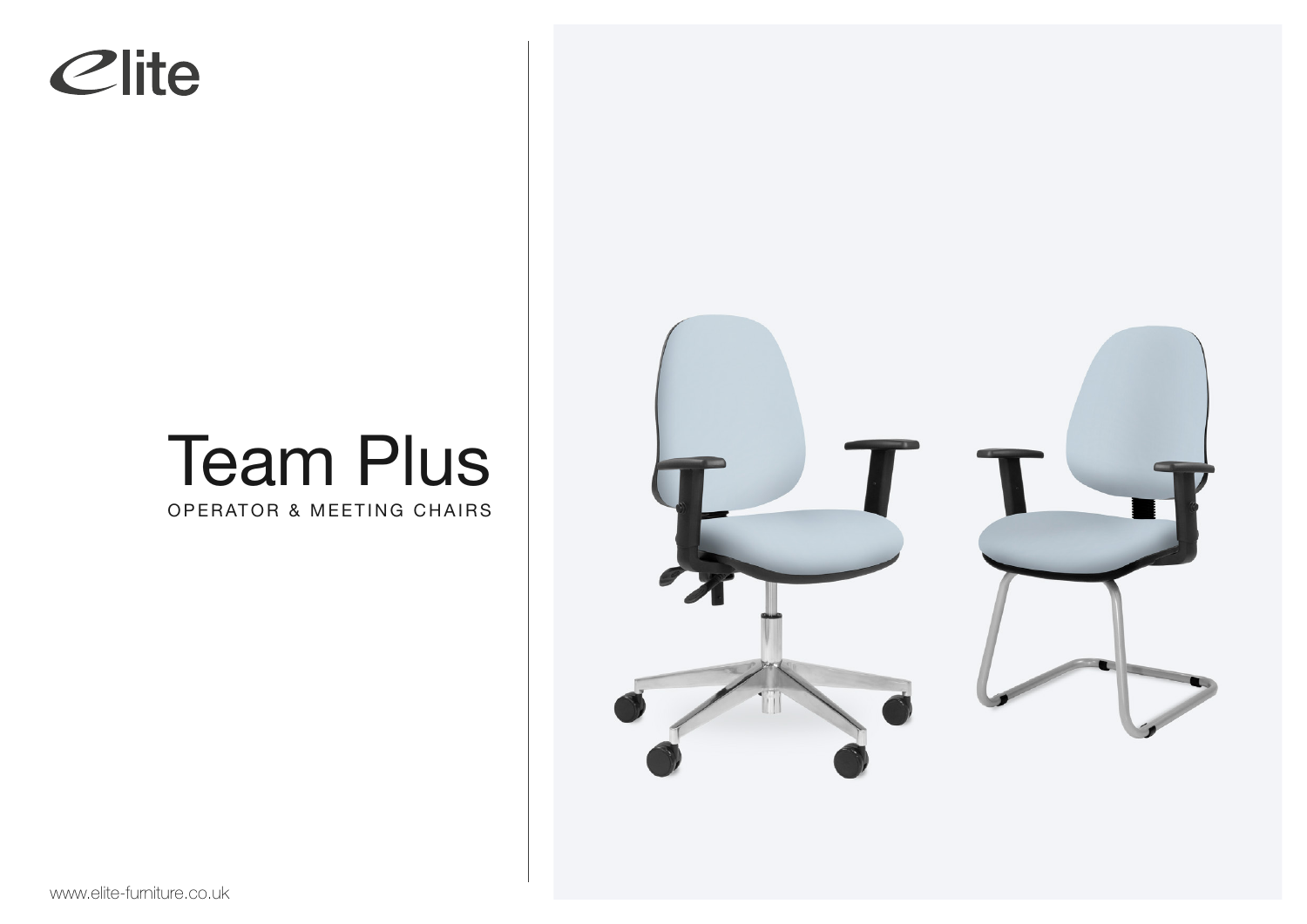elite

# Team Plus

OPERATOR & MEETING CHAIRS

www.elite-furniture.co.uk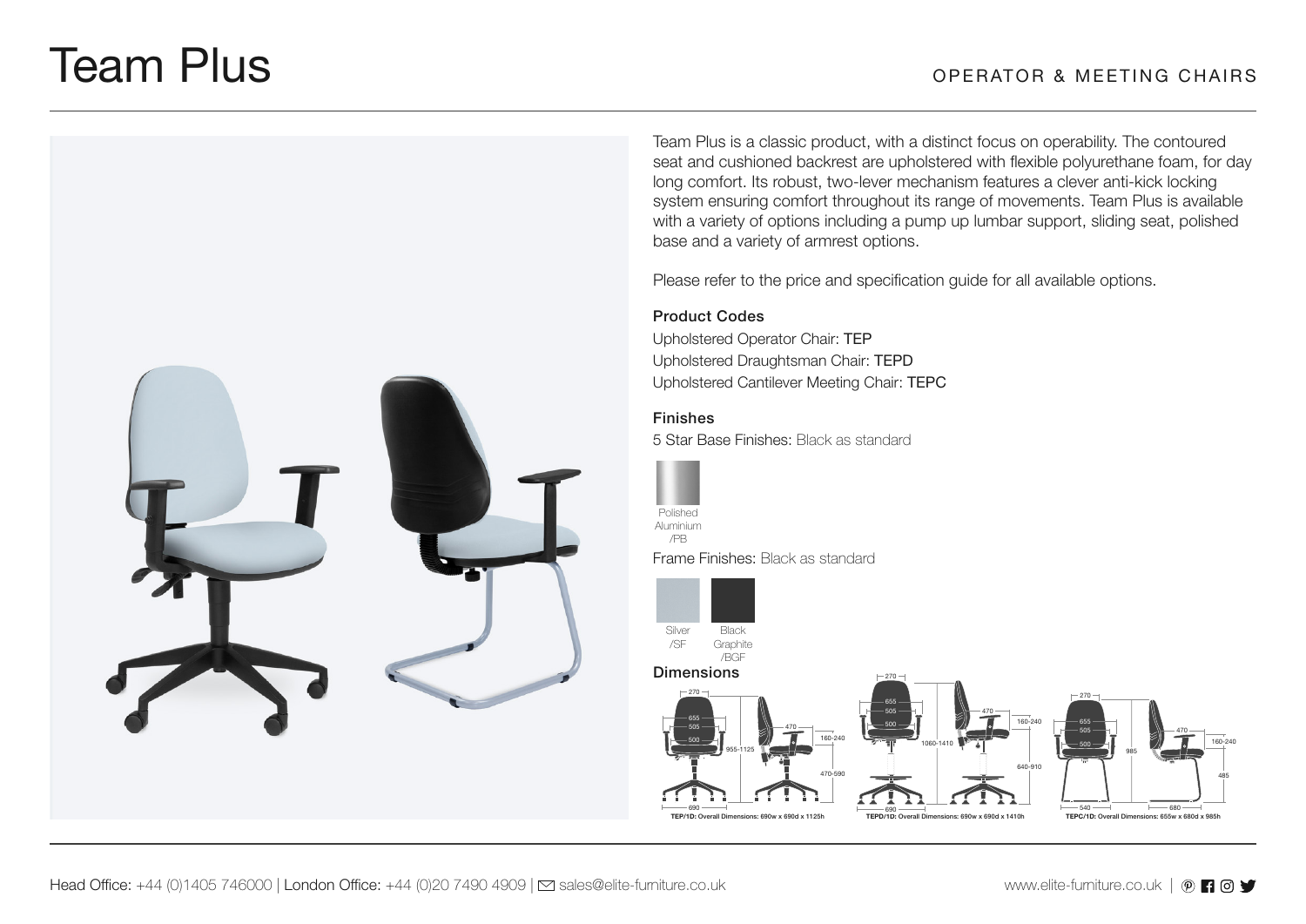# Team Plus

OPERATOR & MEETING CHAIRS

Team Plus is a classic product, with a distinct focus on operability. The contoured seat and cushioned backrest are upholstered with flexible polyurethane foam, for day long comfort. Its robust, two-lever mechanism features a clever anti-kick locking system ensuring comfort throughout its range of movements. Team Plus is available with a variety of options including a pump up lumbar support, sliding seat, polished base and a variety of armrest options.

Please refer to the price and specification guide for all available options.

### Product Codes

Upholstered Operator Chair: TEP
Upholstered Draughtsman Chair: TEPD
Upholstered Cantilever Meeting Chair: TEPC

### Finishes

5 Star Base Finishes: Black as standard

Polished Aluminium /PB

Frame Finishes: Black as standard

Silver /SF

Black Graphite /BGF

### Dimensions

270
655
505
500
690
955-1125
470
160-240
470-590
TEP/1D: Overall Dimensions: 690w x 690d x 1125h

270
655
505
500
690
1060-1410
470
160-240
640-910
TEPD/1D: Overall Dimensions: 690w x 690d x 1410h

270
655
505
500
540
985
470
160-240
485
680
TEPC/1D: Overall Dimensions: 655w x 680d x 985h

Head Office: +44 (0)1405 746000 | London Office: +44 (0)20 7490 4909 | sales@elite-furniture.co.uk

www.elite-furniture.co.uk